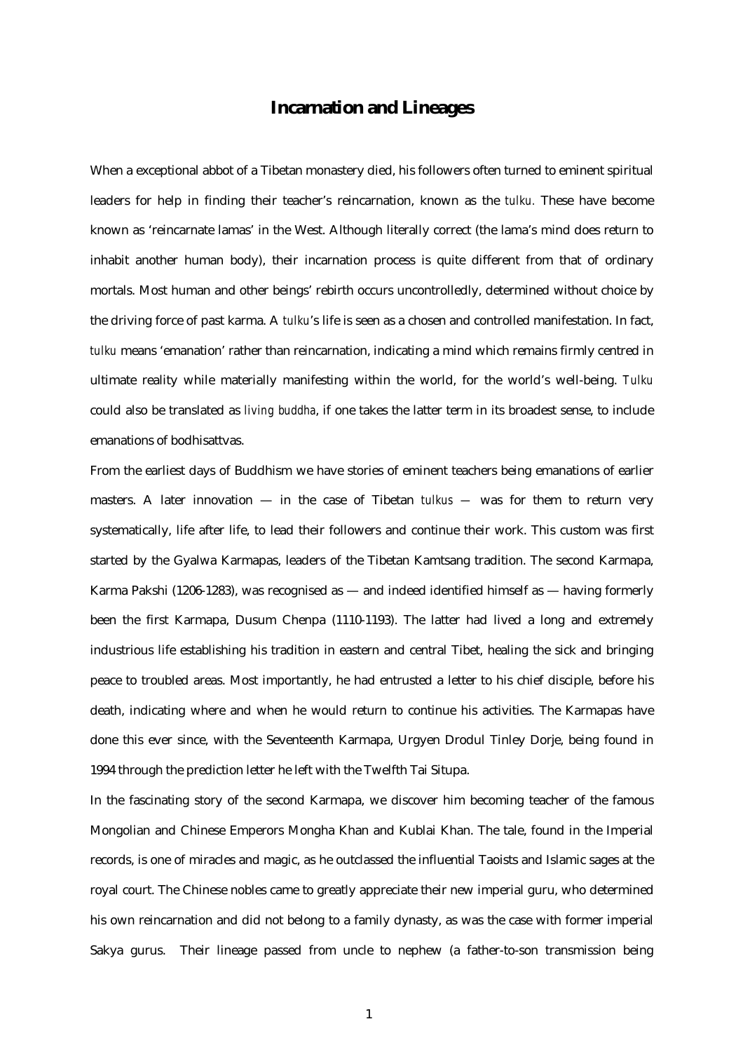# Incarnation and Lineages

When a exceptional abbot of a Tibetan monastery died, his followers often turned to eminent spiritual leaders for help in finding their teacher's reincarnation, known as the *tulku*. These have become known as 'reincarnate lamas' in the West. Although literally correct (the lama's mind does return to inhabit another human body), their incarnation process is quite different from that of ordinary mortals. Most human and other beings' rebirth occurs uncontrolledly, determined without choice by the driving force of past karma. A *tulku*'s life is seen as a chosen and controlled manifestation. In fact, *tulku* means 'emanation' rather than reincarnation, indicating a mind which remains firmly centred in ultimate reality while materially manifesting within the world, for the world's well-being. *Tulku* could also be translated as *living buddha*, if one takes the latter term in its broadest sense, to include emanations of bodhisattvas.

From the earliest days of Buddhism we have stories of eminent teachers being emanations of earlier masters. A later innovation — in the case of Tibetan *tulkus* — was for them to return very systematically, life after life, to lead their followers and continue their work. This custom was first started by the Gyalwa Karmapas, leaders of the Tibetan Kamtsang tradition. The second Karmapa, Karma Pakshi (1206-1283), was recognised as — and indeed identified himself as — having formerly been the first Karmapa, Dusum Chenpa (1110-1193). The latter had lived a long and extremely industrious life establishing his tradition in eastern and central Tibet, healing the sick and bringing peace to troubled areas. Most importantly, he had entrusted a letter to his chief disciple, before his death, indicating where and when he would return to continue his activities. The Karmapas have done this ever since, with the Seventeenth Karmapa, Urgyen Drodul Tinley Dorje, being found in 1994 through the prediction letter he left with the Twelfth Tai Situpa.

In the fascinating story of the second Karmapa, we discover him becoming teacher of the famous Mongolian and Chinese Emperors Mongha Khan and Kublai Khan. The tale, found in the Imperial records, is one of miracles and magic, as he outclassed the influential Taoists and Islamic sages at the royal court. The Chinese nobles came to greatly appreciate their new imperial guru, who determined his own reincarnation and did not belong to a family dynasty, as was the case with former imperial Sakya gurus. Their lineage passed from uncle to nephew (a father-to-son transmission being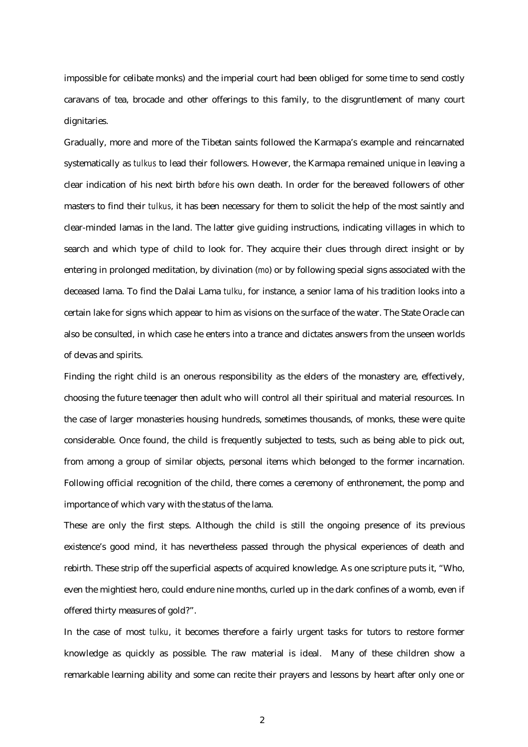impossible for celibate monks) and the imperial court had been obliged for some time to send costly caravans of tea, brocade and other offerings to this family, to the disgruntlement of many court dignitaries.

Gradually, more and more of the Tibetan saints followed the Karmapa's example and reincarnated systematically as *tulkus* to lead their followers. However, the Karmapa remained unique in leaving a clear indication of his next birth *before* his own death. In order for the bereaved followers of other masters to find their *tulkus*, it has been necessary for them to solicit the help of the most saintly and clear-minded lamas in the land. The latter give guiding instructions, indicating villages in which to search and which type of child to look for. They acquire their clues through direct insight or by entering in prolonged meditation, by divination (*mo*) or by following special signs associated with the deceased lama. To find the Dalai Lama *tulku*, for instance, a senior lama of his tradition looks into a certain lake for signs which appear to him as visions on the surface of the water. The State Oracle can also be consulted, in which case he enters into a trance and dictates answers from the unseen worlds of devas and spirits.

Finding the right child is an onerous responsibility as the elders of the monastery are, effectively, choosing the future teenager then adult who will control all their spiritual and material resources. In the case of larger monasteries housing hundreds, sometimes thousands, of monks, these were quite considerable. Once found, the child is frequently subjected to tests, such as being able to pick out, from among a group of similar objects, personal items which belonged to the former incarnation. Following official recognition of the child, there comes a ceremony of enthronement, the pomp and importance of which vary with the status of the lama.

These are only the first steps. Although the child is still the ongoing presence of its previous existence's good mind, it has nevertheless passed through the physical experiences of death and rebirth. These strip off the superficial aspects of acquired knowledge. As one scripture puts it, "Who, even the mightiest hero, could endure nine months, curled up in the dark confines of a womb, even if offered thirty measures of gold?".

In the case of most *tulku*, it becomes therefore a fairly urgent tasks for tutors to restore former knowledge as quickly as possible. The raw material is ideal. Many of these children show a remarkable learning ability and some can recite their prayers and lessons by heart after only one or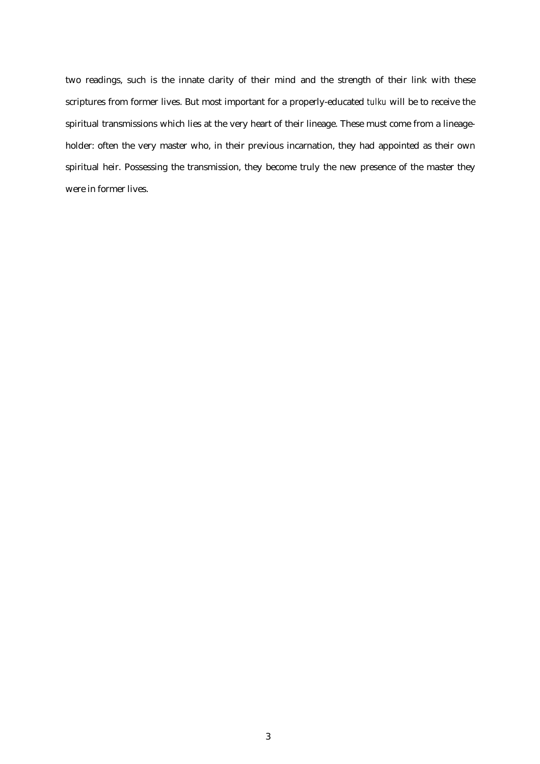two readings, such is the innate clarity of their mind and the strength of their link with these scriptures from former lives. But most important for a properly-educated *tulku* will be to receive the spiritual transmissions which lies at the very heart of their lineage. These must come from a lineage-holder: often the very master who, in their previous incarnation, they had appointed as their own spiritual heir. Possessing the transmission, they become truly the new presence of the master they were in former lives.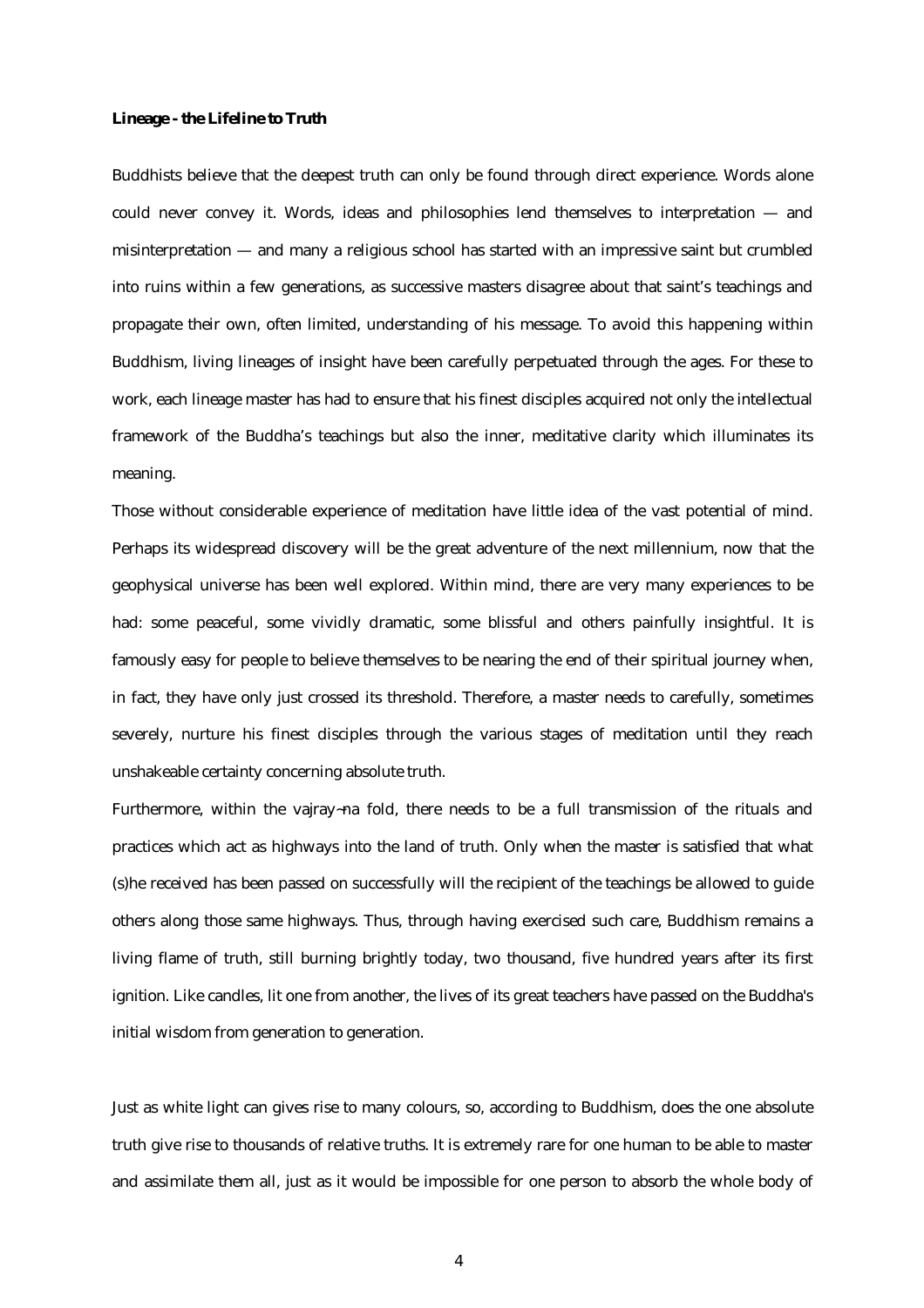**Lineage - the Lifeline to Truth**

Buddhists believe that the deepest truth can only be found through direct experience. Words alone could never convey it. Words, ideas and philosophies lend themselves to interpretation — and misinterpretation — and many a religious school has started with an impressive saint but crumbled into ruins within a few generations, as successive masters disagree about that saint's teachings and propagate their own, often limited, understanding of his message. To avoid this happening within Buddhism, living lineages of insight have been carefully perpetuated through the ages. For these to work, each lineage master has had to ensure that his finest disciples acquired not only the intellectual framework of the Buddha's teachings but also the inner, meditative clarity which illuminates its meaning.

Those without considerable experience of meditation have little idea of the vast potential of mind. Perhaps its widespread discovery will be the great adventure of the next millennium, now that the geophysical universe has been well explored. Within mind, there are very many experiences to be had: some peaceful, some vividly dramatic, some blissful and others painfully insightful. It is famously easy for people to believe themselves to be nearing the end of their spiritual journey when, in fact, they have only just crossed its threshold. Therefore, a master needs to carefully, sometimes severely, nurture his finest disciples through the various stages of meditation until they reach unshakeable certainty concerning absolute truth.

Furthermore, within the vajray¬na fold, there needs to be a full transmission of the rituals and practices which act as highways into the land of truth. Only when the master is satisfied that what (s)he received has been passed on successfully will the recipient of the teachings be allowed to guide others along those same highways. Thus, through having exercised such care, Buddhism remains a living flame of truth, still burning brightly today, two thousand, five hundred years after its first ignition. Like candles, lit one from another, the lives of its great teachers have passed on the Buddha's initial wisdom from generation to generation.

Just as white light can gives rise to many colours, so, according to Buddhism, does the one absolute truth give rise to thousands of relative truths. It is extremely rare for one human to be able to master and assimilate them all, just as it would be impossible for one person to absorb the whole body of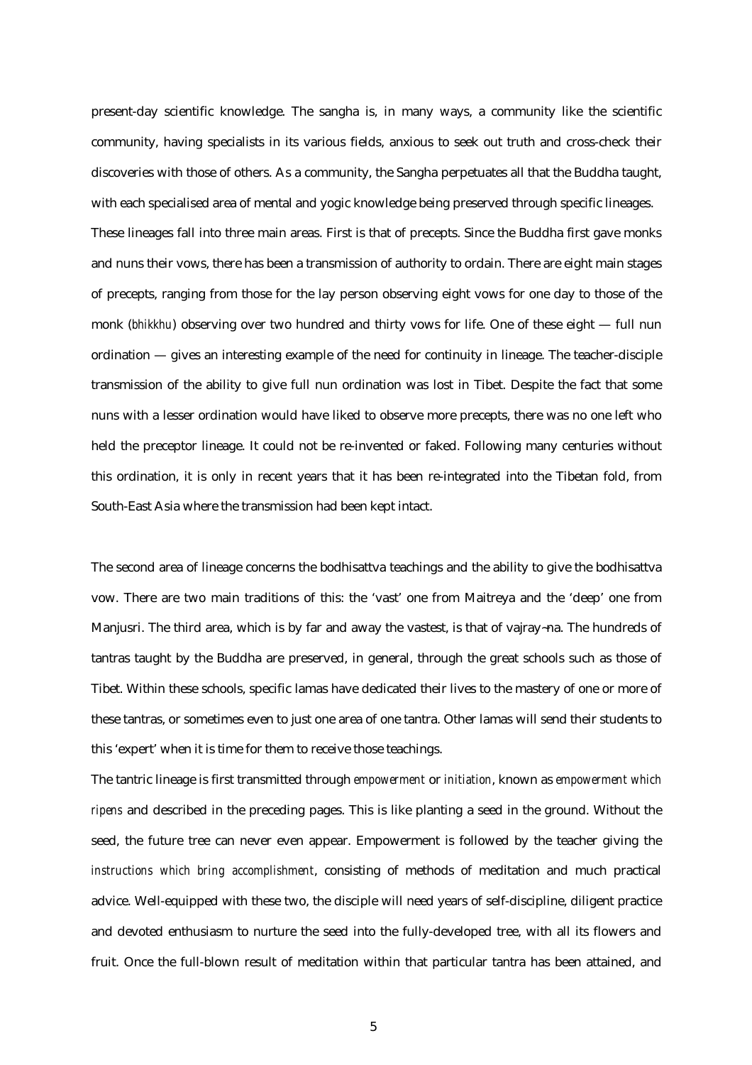present-day scientific knowledge. The sangha is, in many ways, a community like the scientific community, having specialists in its various fields, anxious to seek out truth and cross-check their discoveries with those of others. As a community, the Sangha perpetuates all that the Buddha taught, with each specialised area of mental and yogic knowledge being preserved through specific lineages.

These lineages fall into three main areas. First is that of precepts. Since the Buddha first gave monks and nuns their vows, there has been a transmission of authority to ordain. There are eight main stages of precepts, ranging from those for the lay person observing eight vows for one day to those of the monk (*bhikkhu*) observing over two hundred and thirty vows for life. One of these eight — full nun ordination — gives an interesting example of the need for continuity in lineage. The teacher-disciple transmission of the ability to give full nun ordination was lost in Tibet. Despite the fact that some nuns with a lesser ordination would have liked to observe more precepts, there was no one left who held the preceptor lineage. It could not be re-invented or faked. Following many centuries without this ordination, it is only in recent years that it has been re-integrated into the Tibetan fold, from South-East Asia where the transmission had been kept intact.

The second area of lineage concerns the bodhisattva teachings and the ability to give the bodhisattva vow. There are two main traditions of this: the 'vast' one from Maitreya and the 'deep' one from Manjusri. The third area, which is by far and away the vastest, is that of vajray¬na. The hundreds of tantras taught by the Buddha are preserved, in general, through the great schools such as those of Tibet. Within these schools, specific lamas have dedicated their lives to the mastery of one or more of these tantras, or sometimes even to just one area of one tantra. Other lamas will send their students to this 'expert' when it is time for them to receive those teachings.

The tantric lineage is first transmitted through *empowerment* or *initiation*, known as *empowerment which ripens* and described in the preceding pages. This is like planting a seed in the ground. Without the seed, the future tree can never even appear. Empowerment is followed by the teacher giving the *instructions which bring accomplishment*, consisting of methods of meditation and much practical advice. Well-equipped with these two, the disciple will need years of self-discipline, diligent practice and devoted enthusiasm to nurture the seed into the fully-developed tree, with all its flowers and fruit. Once the full-blown result of meditation within that particular tantra has been attained, and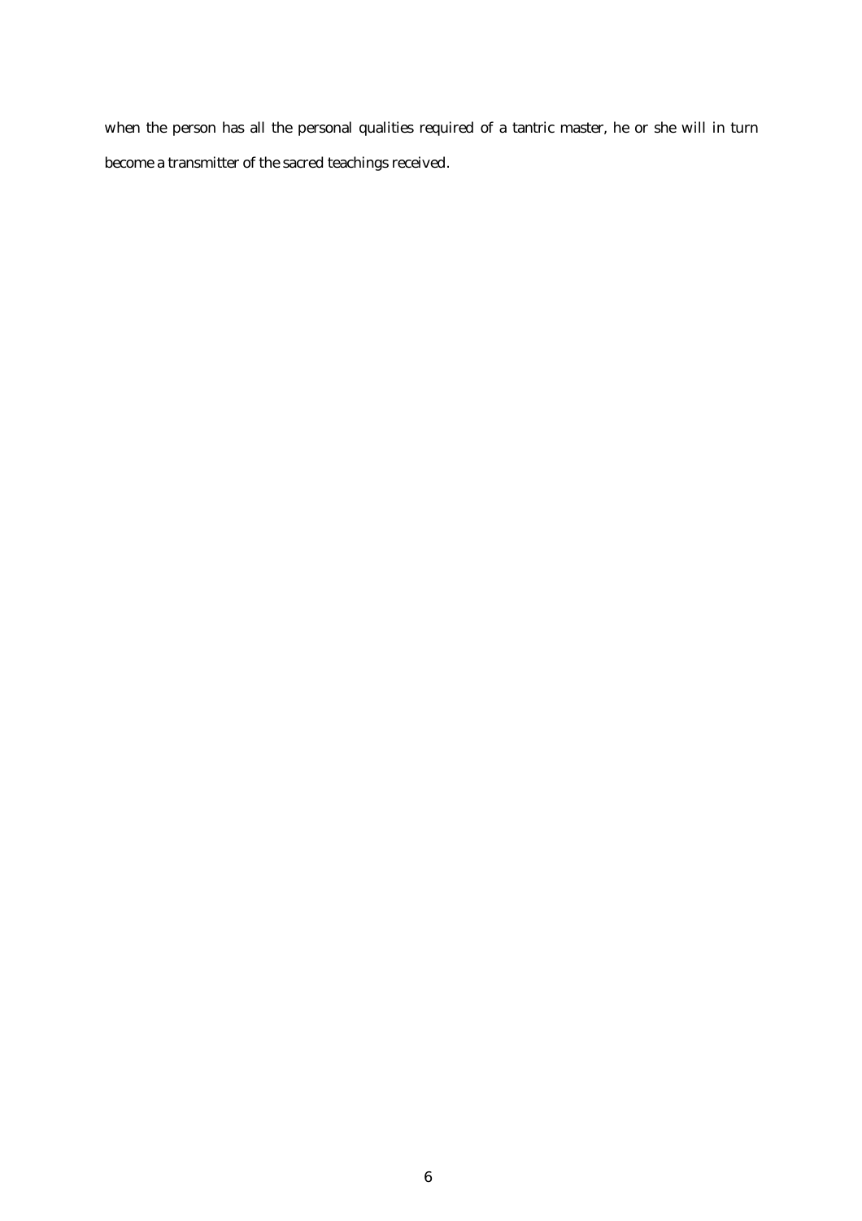when the person has all the personal qualities required of a tantric master, he or she will in turn become a transmitter of the sacred teachings received.